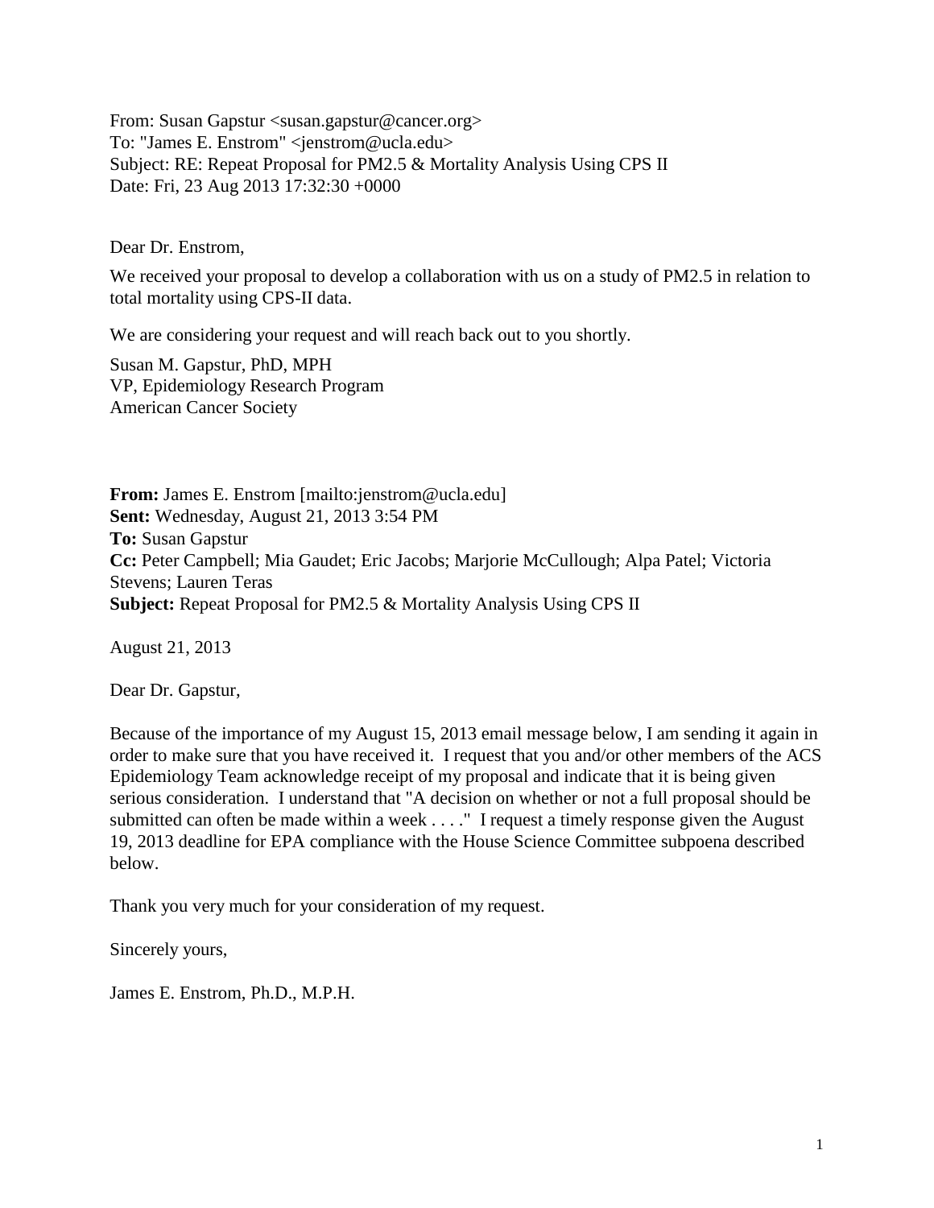From: Susan Gapstur <susan.gapstur@cancer.org>
To: "James E. Enstrom" <jenstrom@ucla.edu>
Subject: RE: Repeat Proposal for PM2.5 & Mortality Analysis Using CPS II
Date: Fri, 23 Aug 2013 17:32:30 +0000

Dear Dr. Enstrom,

We received your proposal to develop a collaboration with us on a study of PM2.5 in relation to total mortality using CPS-II data.

We are considering your request and will reach back out to you shortly.

Susan M. Gapstur, PhD, MPH
VP, Epidemiology Research Program
American Cancer Society

**From:** James E. Enstrom [mailto:jenstrom@ucla.edu]
**Sent:** Wednesday, August 21, 2013 3:54 PM
**To:** Susan Gapstur
**Cc:** Peter Campbell; Mia Gaudet; Eric Jacobs; Marjorie McCullough; Alpa Patel; Victoria Stevens; Lauren Teras
**Subject:** Repeat Proposal for PM2.5 & Mortality Analysis Using CPS II

August 21, 2013

Dear Dr. Gapstur,

Because of the importance of my August 15, 2013 email message below, I am sending it again in order to make sure that you have received it. I request that you and/or other members of the ACS Epidemiology Team acknowledge receipt of my proposal and indicate that it is being given serious consideration. I understand that "A decision on whether or not a full proposal should be submitted can often be made within a week . . . ." I request a timely response given the August 19, 2013 deadline for EPA compliance with the House Science Committee subpoena described below.

Thank you very much for your consideration of my request.

Sincerely yours,

James E. Enstrom, Ph.D., M.P.H.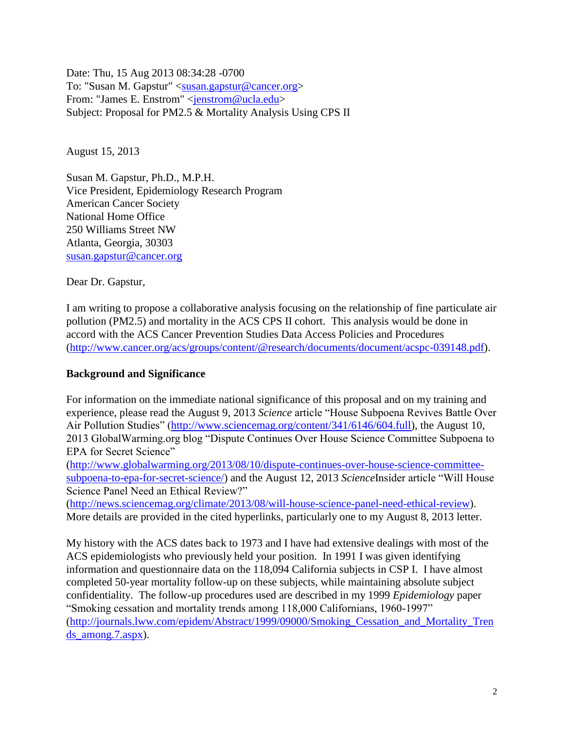Date: Thu, 15 Aug 2013 08:34:28 -0700
To: "Susan M. Gapstur" <susan.gapstur@cancer.org>
From: "James E. Enstrom" <jenstrom@ucla.edu>
Subject: Proposal for PM2.5 & Mortality Analysis Using CPS II

August 15, 2013

Susan M. Gapstur, Ph.D., M.P.H.
Vice President, Epidemiology Research Program
American Cancer Society
National Home Office
250 Williams Street NW
Atlanta, Georgia, 30303
susan.gapstur@cancer.org

Dear Dr. Gapstur,

I am writing to propose a collaborative analysis focusing on the relationship of fine particulate air pollution (PM2.5) and mortality in the ACS CPS II cohort. This analysis would be done in accord with the ACS Cancer Prevention Studies Data Access Policies and Procedures (http://www.cancer.org/acs/groups/content/@research/documents/document/acspc-039148.pdf).

**Background and Significance**

For information on the immediate national significance of this proposal and on my training and experience, please read the August 9, 2013 *Science* article "House Subpoena Revives Battle Over Air Pollution Studies" (http://www.sciencemag.org/content/341/6146/604.full), the August 10, 2013 GlobalWarming.org blog "Dispute Continues Over House Science Committee Subpoena to EPA for Secret Science" (http://www.globalwarming.org/2013/08/10/dispute-continues-over-house-science-committee-subpoena-to-epa-for-secret-science/) and the August 12, 2013 *Science*Insider article "Will House Science Panel Need an Ethical Review?" (http://news.sciencemag.org/climate/2013/08/will-house-science-panel-need-ethical-review). More details are provided in the cited hyperlinks, particularly one to my August 8, 2013 letter.

My history with the ACS dates back to 1973 and I have had extensive dealings with most of the ACS epidemiologists who previously held your position. In 1991 I was given identifying information and questionnaire data on the 118,094 California subjects in CSP I. I have almost completed 50-year mortality follow-up on these subjects, while maintaining absolute subject confidentiality. The follow-up procedures used are described in my 1999 *Epidemiology* paper "Smoking cessation and mortality trends among 118,000 Californians, 1960-1997" (http://journals.lww.com/epidem/Abstract/1999/09000/Smoking_Cessation_and_Mortality_Trends_among.7.aspx).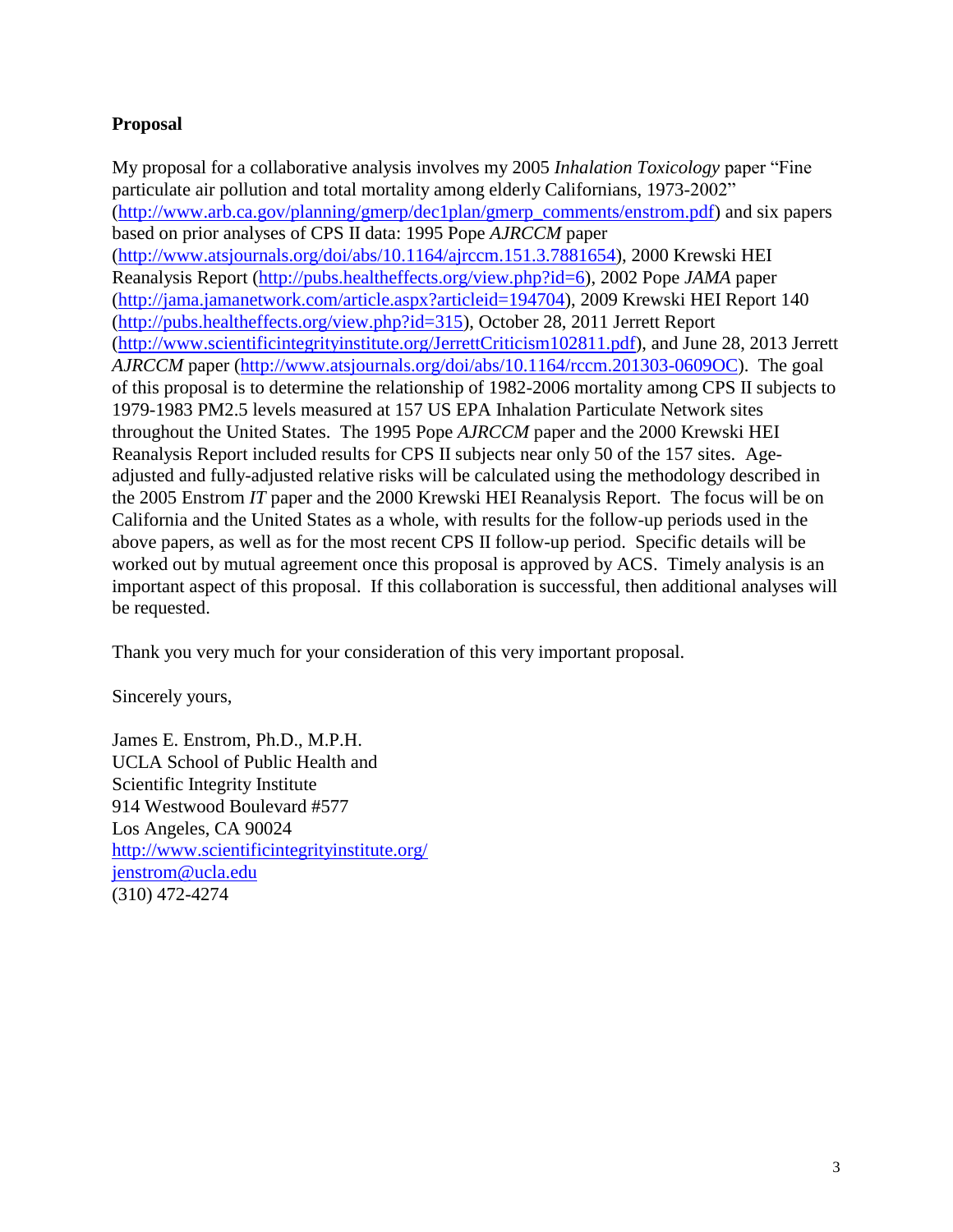**Proposal**

My proposal for a collaborative analysis involves my 2005 *Inhalation Toxicology* paper "Fine particulate air pollution and total mortality among elderly Californians, 1973-2002" (http://www.arb.ca.gov/planning/gmerp/dec1plan/gmerp_comments/enstrom.pdf) and six papers based on prior analyses of CPS II data: 1995 Pope *AJRCCM* paper (http://www.atsjournals.org/doi/abs/10.1164/ajrccm.151.3.7881654), 2000 Krewski HEI Reanalysis Report (http://pubs.healtheffects.org/view.php?id=6), 2002 Pope *JAMA* paper (http://jama.jamanetwork.com/article.aspx?articleid=194704), 2009 Krewski HEI Report 140 (http://pubs.healtheffects.org/view.php?id=315), October 28, 2011 Jerrett Report (http://www.scientificintegrityinstitute.org/JerrettCriticism102811.pdf), and June 28, 2013 Jerrett *AJRCCM* paper (http://www.atsjournals.org/doi/abs/10.1164/rccm.201303-0609OC). The goal of this proposal is to determine the relationship of 1982-2006 mortality among CPS II subjects to 1979-1983 PM2.5 levels measured at 157 US EPA Inhalation Particulate Network sites throughout the United States. The 1995 Pope *AJRCCM* paper and the 2000 Krewski HEI Reanalysis Report included results for CPS II subjects near only 50 of the 157 sites. Age-adjusted and fully-adjusted relative risks will be calculated using the methodology described in the 2005 Enstrom *IT* paper and the 2000 Krewski HEI Reanalysis Report. The focus will be on California and the United States as a whole, with results for the follow-up periods used in the above papers, as well as for the most recent CPS II follow-up period. Specific details will be worked out by mutual agreement once this proposal is approved by ACS. Timely analysis is an important aspect of this proposal. If this collaboration is successful, then additional analyses will be requested.

Thank you very much for your consideration of this very important proposal.

Sincerely yours,

James E. Enstrom, Ph.D., M.P.H.
UCLA School of Public Health and
Scientific Integrity Institute
914 Westwood Boulevard #577
Los Angeles, CA 90024
http://www.scientificintegrityinstitute.org/
jenstrom@ucla.edu
(310) 472-4274